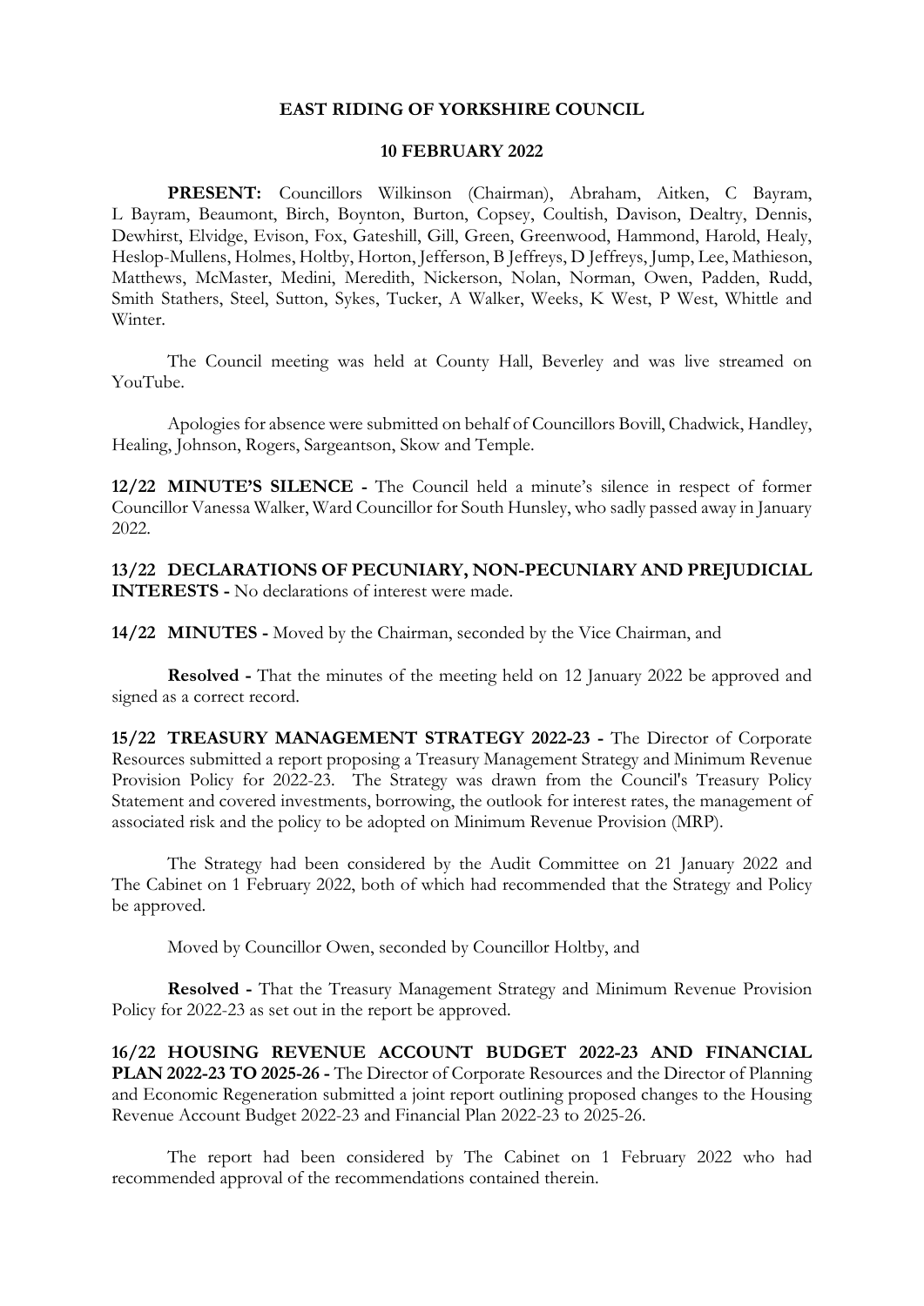# EAST RIDING OF YORKSHIRE COUNCIL

## 10 FEBRUARY 2022

**PRESENT:** Councillors Wilkinson (Chairman), Abraham, Aitken, C Bayram, L Bayram, Beaumont, Birch, Boynton, Burton, Copsey, Coultish, Davison, Dealtry, Dennis, Dewhirst, Elvidge, Evison, Fox, Gateshill, Gill, Green, Greenwood, Hammond, Harold, Healy, Heslop-Mullens, Holmes, Holtby, Horton, Jefferson, B Jeffreys, D Jeffreys, Jump, Lee, Mathieson, Matthews, McMaster, Medini, Meredith, Nickerson, Nolan, Norman, Owen, Padden, Rudd, Smith Stathers, Steel, Sutton, Sykes, Tucker, A Walker, Weeks, K West, P West, Whittle and Winter.

The Council meeting was held at County Hall, Beverley and was live streamed on YouTube.

Apologies for absence were submitted on behalf of Councillors Bovill, Chadwick, Handley, Healing, Johnson, Rogers, Sargeantson, Skow and Temple.

**12/22 MINUTE'S SILENCE -** The Council held a minute's silence in respect of former Councillor Vanessa Walker, Ward Councillor for South Hunsley, who sadly passed away in January 2022.

**13/22 DECLARATIONS OF PECUNIARY, NON-PECUNIARY AND PREJUDICIAL INTERESTS -** No declarations of interest were made.

**14/22 MINUTES -** Moved by the Chairman, seconded by the Vice Chairman, and

**Resolved -** That the minutes of the meeting held on 12 January 2022 be approved and signed as a correct record.

**15/22 TREASURY MANAGEMENT STRATEGY 2022-23 -** The Director of Corporate Resources submitted a report proposing a Treasury Management Strategy and Minimum Revenue Provision Policy for 2022-23. The Strategy was drawn from the Council's Treasury Policy Statement and covered investments, borrowing, the outlook for interest rates, the management of associated risk and the policy to be adopted on Minimum Revenue Provision (MRP).

The Strategy had been considered by the Audit Committee on 21 January 2022 and The Cabinet on 1 February 2022, both of which had recommended that the Strategy and Policy be approved.

Moved by Councillor Owen, seconded by Councillor Holtby, and

**Resolved -** That the Treasury Management Strategy and Minimum Revenue Provision Policy for 2022-23 as set out in the report be approved.

**16/22 HOUSING REVENUE ACCOUNT BUDGET 2022-23 AND FINANCIAL PLAN 2022-23 TO 2025-26 -** The Director of Corporate Resources and the Director of Planning and Economic Regeneration submitted a joint report outlining proposed changes to the Housing Revenue Account Budget 2022-23 and Financial Plan 2022-23 to 2025-26.

The report had been considered by The Cabinet on 1 February 2022 who had recommended approval of the recommendations contained therein.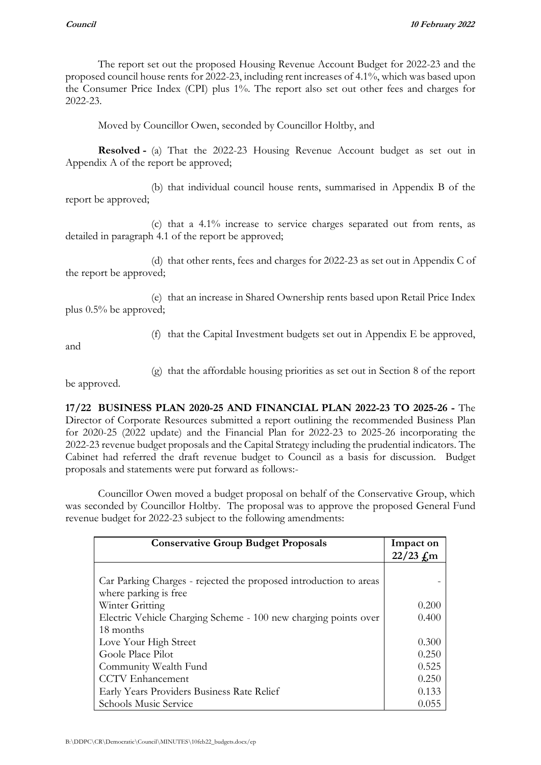The report set out the proposed Housing Revenue Account Budget for 2022-23 and the proposed council house rents for 2022-23, including rent increases of 4.1%, which was based upon the Consumer Price Index (CPI) plus 1%. The report also set out other fees and charges for 2022-23.

Moved by Councillor Owen, seconded by Councillor Holtby, and

**Resolved -** (a) That the 2022-23 Housing Revenue Account budget as set out in Appendix A of the report be approved;

(b) that individual council house rents, summarised in Appendix B of the report be approved;

(c) that a 4.1% increase to service charges separated out from rents, as detailed in paragraph 4.1 of the report be approved;

(d) that other rents, fees and charges for 2022-23 as set out in Appendix C of the report be approved;

(e) that an increase in Shared Ownership rents based upon Retail Price Index plus 0.5% be approved;

(f) that the Capital Investment budgets set out in Appendix E be approved, and

(g) that the affordable housing priorities as set out in Section 8 of the report be approved.

**17/22 BUSINESS PLAN 2020-25 AND FINANCIAL PLAN 2022-23 TO 2025-26 -** The Director of Corporate Resources submitted a report outlining the recommended Business Plan for 2020-25 (2022 update) and the Financial Plan for 2022-23 to 2025-26 incorporating the 2022-23 revenue budget proposals and the Capital Strategy including the prudential indicators. The Cabinet had referred the draft revenue budget to Council as a basis for discussion. Budget proposals and statements were put forward as follows:-

Councillor Owen moved a budget proposal on behalf of the Conservative Group, which was seconded by Councillor Holtby. The proposal was to approve the proposed General Fund revenue budget for 2022-23 subject to the following amendments:

| Conservative Group Budget Proposals | Impact on 22/23 £m |
|---|---|
| Car Parking Charges - rejected the proposed introduction to areas where parking is free | - |
| Winter Gritting | 0.200 |
| Electric Vehicle Charging Scheme - 100 new charging points over 18 months | 0.400 |
| Love Your High Street | 0.300 |
| Goole Place Pilot | 0.250 |
| Community Wealth Fund | 0.525 |
| CCTV Enhancement | 0.250 |
| Early Years Providers Business Rate Relief | 0.133 |
| Schools Music Service | 0.055 |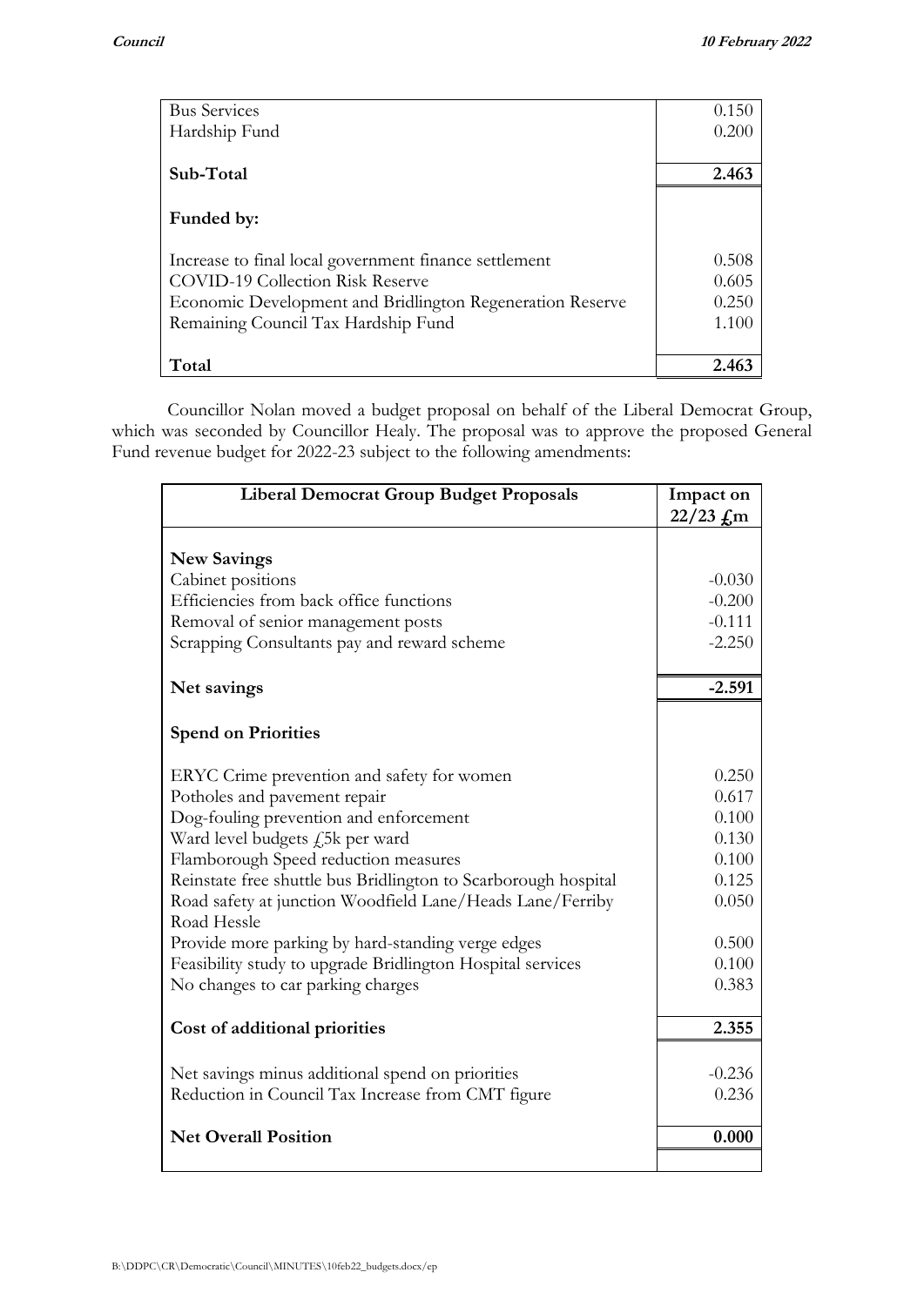| | |
|---|---|
| Bus Services | 0.150 |
| Hardship Fund | 0.200 |
| | |
| **Sub-Total** | **2.463** |
| | |
| **Funded by:** | |
| | |
| Increase to final local government finance settlement | 0.508 |
| COVID-19 Collection Risk Reserve | 0.605 |
| Economic Development and Bridlington Regeneration Reserve | 0.250 |
| Remaining Council Tax Hardship Fund | 1.100 |
| | |
| **Total** | **2.463** |

Councillor Nolan moved a budget proposal on behalf of the Liberal Democrat Group, which was seconded by Councillor Healy. The proposal was to approve the proposed General Fund revenue budget for 2022-23 subject to the following amendments:

| Liberal Democrat Group Budget Proposals | Impact on 22/23 £m |
|---|---|
| | |
| **New Savings** | |
| Cabinet positions | -0.030 |
| Efficiencies from back office functions | -0.200 |
| Removal of senior management posts | -0.111 |
| Scrapping Consultants pay and reward scheme | -2.250 |
| | |
| **Net savings** | **-2.591** |
| | |
| **Spend on Priorities** | |
| | |
| ERYC Crime prevention and safety for women | 0.250 |
| Potholes and pavement repair | 0.617 |
| Dog-fouling prevention and enforcement | 0.100 |
| Ward level budgets £5k per ward | 0.130 |
| Flamborough Speed reduction measures | 0.100 |
| Reinstate free shuttle bus Bridlington to Scarborough hospital | 0.125 |
| Road safety at junction Woodfield Lane/Heads Lane/Ferriby Road Hessle | 0.050 |
| Provide more parking by hard-standing verge edges | 0.500 |
| Feasibility study to upgrade Bridlington Hospital services | 0.100 |
| No changes to car parking charges | 0.383 |
| | |
| **Cost of additional priorities** | **2.355** |
| | |
| Net savings minus additional spend on priorities | -0.236 |
| Reduction in Council Tax Increase from CMT figure | 0.236 |
| | |
| **Net Overall Position** | **0.000** |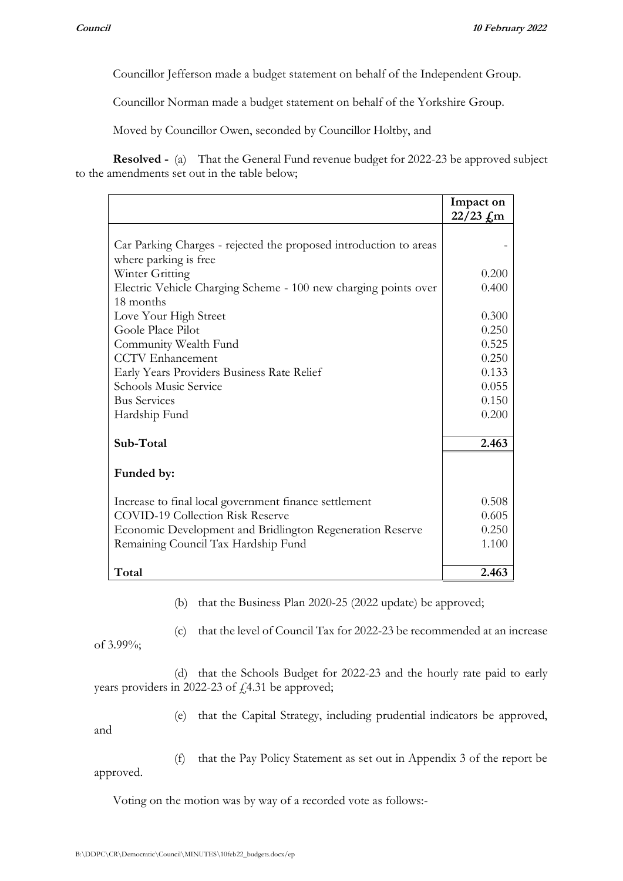Councillor Jefferson made a budget statement on behalf of the Independent Group.

Councillor Norman made a budget statement on behalf of the Yorkshire Group.

Moved by Councillor Owen, seconded by Councillor Holtby, and

**Resolved -** (a) That the General Fund revenue budget for 2022-23 be approved subject to the amendments set out in the table below;

| | **Impact on 22/23 £m** |
|---|---|
| Car Parking Charges - rejected the proposed introduction to areas where parking is free | - |
| Winter Gritting | 0.200 |
| Electric Vehicle Charging Scheme - 100 new charging points over 18 months | 0.400 |
| Love Your High Street | 0.300 |
| Goole Place Pilot | 0.250 |
| Community Wealth Fund | 0.525 |
| CCTV Enhancement | 0.250 |
| Early Years Providers Business Rate Relief | 0.133 |
| Schools Music Service | 0.055 |
| Bus Services | 0.150 |
| Hardship Fund | 0.200 |
| **Sub-Total** | **2.463** |
| **Funded by:** | |
| Increase to final local government finance settlement | 0.508 |
| COVID-19 Collection Risk Reserve | 0.605 |
| Economic Development and Bridlington Regeneration Reserve | 0.250 |
| Remaining Council Tax Hardship Fund | 1.100 |
| **Total** | **2.463** |

(b) that the Business Plan 2020-25 (2022 update) be approved;

(c) that the level of Council Tax for 2022-23 be recommended at an increase of 3.99%;

(d) that the Schools Budget for 2022-23 and the hourly rate paid to early years providers in 2022-23 of £4.31 be approved;

(e) that the Capital Strategy, including prudential indicators be approved, and

(f) that the Pay Policy Statement as set out in Appendix 3 of the report be approved.

Voting on the motion was by way of a recorded vote as follows:-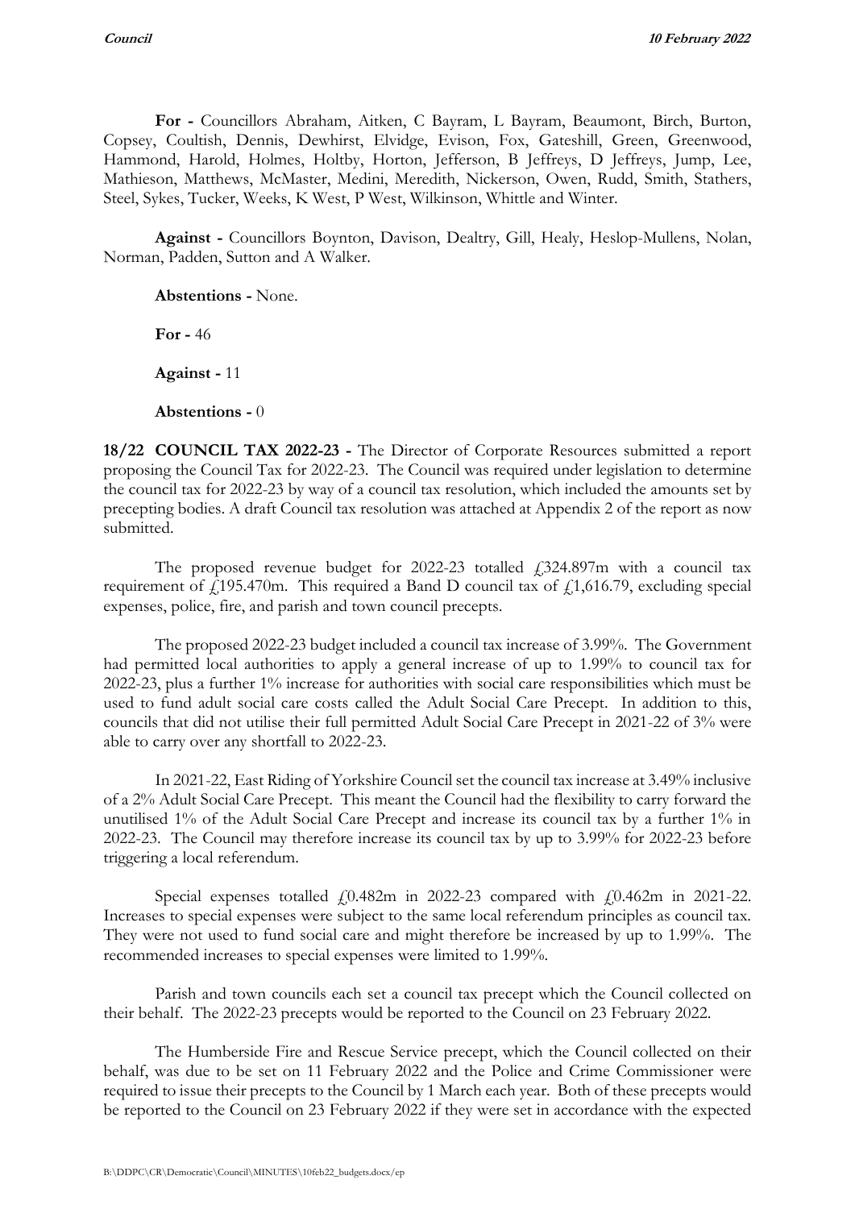**For -** Councillors Abraham, Aitken, C Bayram, L Bayram, Beaumont, Birch, Burton, Copsey, Coultish, Dennis, Dewhirst, Elvidge, Evison, Fox, Gateshill, Green, Greenwood, Hammond, Harold, Holmes, Holtby, Horton, Jefferson, B Jeffreys, D Jeffreys, Jump, Lee, Mathieson, Matthews, McMaster, Medini, Meredith, Nickerson, Owen, Rudd, Smith, Stathers, Steel, Sykes, Tucker, Weeks, K West, P West, Wilkinson, Whittle and Winter.

**Against -** Councillors Boynton, Davison, Dealtry, Gill, Healy, Heslop-Mullens, Nolan, Norman, Padden, Sutton and A Walker.

**Abstentions -** None.

**For -** 46

**Against -** 11

**Abstentions -** 0

**18/22 COUNCIL TAX 2022-23 -** The Director of Corporate Resources submitted a report proposing the Council Tax for 2022-23. The Council was required under legislation to determine the council tax for 2022-23 by way of a council tax resolution, which included the amounts set by precepting bodies. A draft Council tax resolution was attached at Appendix 2 of the report as now submitted.

The proposed revenue budget for 2022-23 totalled £324.897m with a council tax requirement of £195.470m. This required a Band D council tax of £1,616.79, excluding special expenses, police, fire, and parish and town council precepts.

The proposed 2022-23 budget included a council tax increase of 3.99%. The Government had permitted local authorities to apply a general increase of up to 1.99% to council tax for 2022-23, plus a further 1% increase for authorities with social care responsibilities which must be used to fund adult social care costs called the Adult Social Care Precept. In addition to this, councils that did not utilise their full permitted Adult Social Care Precept in 2021-22 of 3% were able to carry over any shortfall to 2022-23.

In 2021-22, East Riding of Yorkshire Council set the council tax increase at 3.49% inclusive of a 2% Adult Social Care Precept. This meant the Council had the flexibility to carry forward the unutilised 1% of the Adult Social Care Precept and increase its council tax by a further 1% in 2022-23. The Council may therefore increase its council tax by up to 3.99% for 2022-23 before triggering a local referendum.

Special expenses totalled £0.482m in 2022-23 compared with £0.462m in 2021-22. Increases to special expenses were subject to the same local referendum principles as council tax. They were not used to fund social care and might therefore be increased by up to 1.99%. The recommended increases to special expenses were limited to 1.99%.

Parish and town councils each set a council tax precept which the Council collected on their behalf. The 2022-23 precepts would be reported to the Council on 23 February 2022.

The Humberside Fire and Rescue Service precept, which the Council collected on their behalf, was due to be set on 11 February 2022 and the Police and Crime Commissioner were required to issue their precepts to the Council by 1 March each year. Both of these precepts would be reported to the Council on 23 February 2022 if they were set in accordance with the expected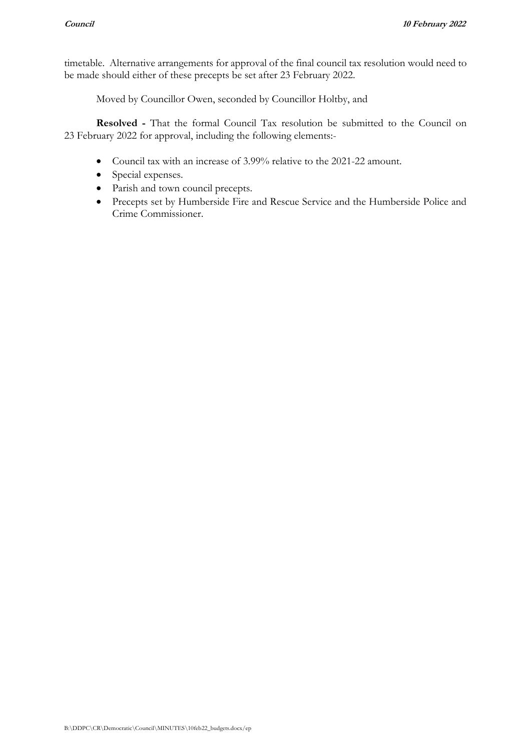timetable. Alternative arrangements for approval of the final council tax resolution would need to be made should either of these precepts be set after 23 February 2022.

Moved by Councillor Owen, seconded by Councillor Holtby, and

**Resolved -** That the formal Council Tax resolution be submitted to the Council on 23 February 2022 for approval, including the following elements:-

- Council tax with an increase of 3.99% relative to the 2021-22 amount.
- Special expenses.
- Parish and town council precepts.
- Precepts set by Humberside Fire and Rescue Service and the Humberside Police and Crime Commissioner.